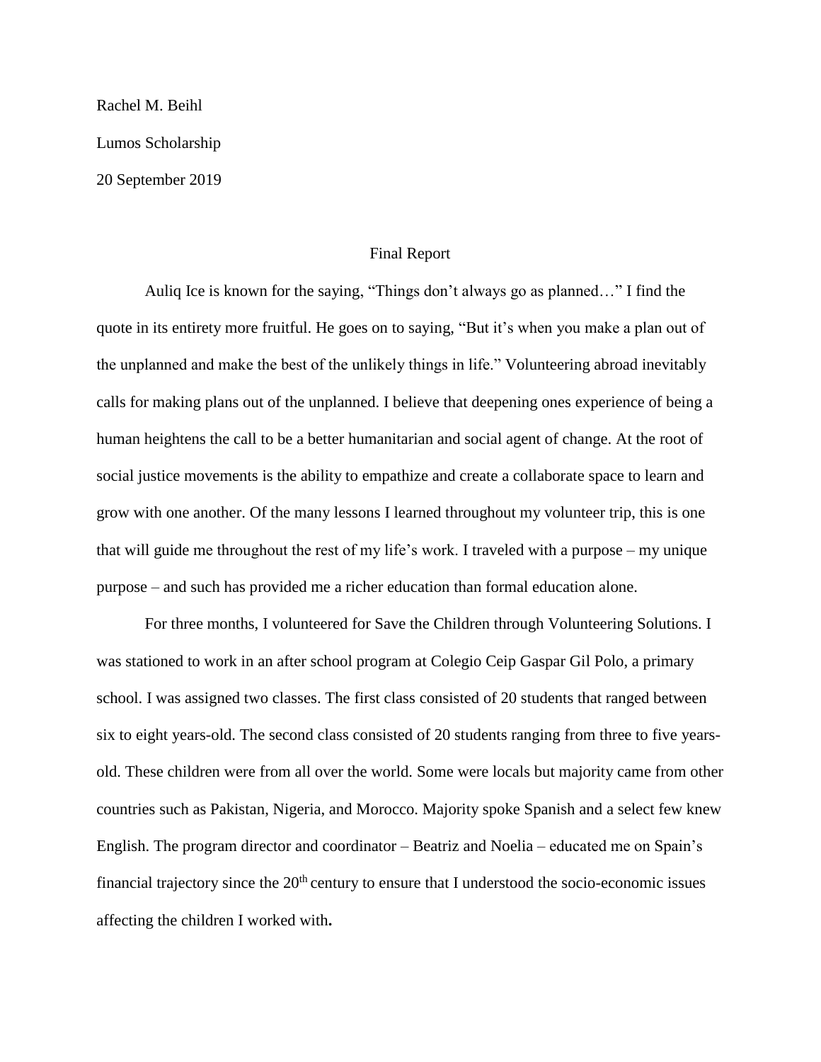Rachel M. Beihl

Lumos Scholarship

20 September 2019

# Final Report

Auliq Ice is known for the saying, "Things don't always go as planned…" I find the quote in its entirety more fruitful. He goes on to saying, "But it's when you make a plan out of the unplanned and make the best of the unlikely things in life." Volunteering abroad inevitably calls for making plans out of the unplanned. I believe that deepening ones experience of being a human heightens the call to be a better humanitarian and social agent of change. At the root of social justice movements is the ability to empathize and create a collaborate space to learn and grow with one another. Of the many lessons I learned throughout my volunteer trip, this is one that will guide me throughout the rest of my life's work. I traveled with a purpose – my unique purpose – and such has provided me a richer education than formal education alone.

For three months, I volunteered for Save the Children through Volunteering Solutions. I was stationed to work in an after school program at Colegio Ceip Gaspar Gil Polo, a primary school. I was assigned two classes. The first class consisted of 20 students that ranged between six to eight years-old. The second class consisted of 20 students ranging from three to five years-old. These children were from all over the world. Some were locals but majority came from other countries such as Pakistan, Nigeria, and Morocco. Majority spoke Spanish and a select few knew English. The program director and coordinator – Beatriz and Noelia – educated me on Spain's financial trajectory since the 20th century to ensure that I understood the socio-economic issues affecting the children I worked with**.**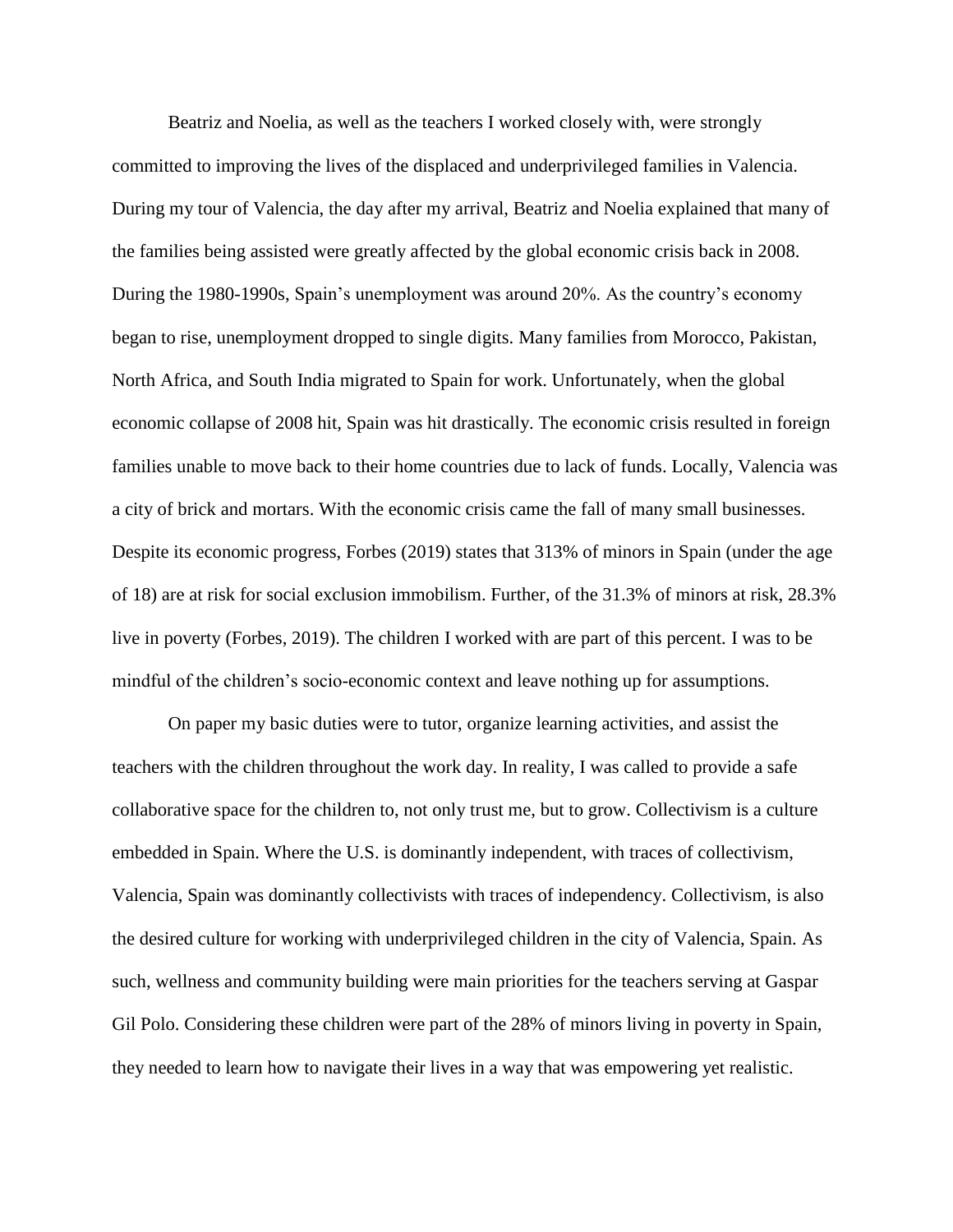Beatriz and Noelia, as well as the teachers I worked closely with, were strongly committed to improving the lives of the displaced and underprivileged families in Valencia. During my tour of Valencia, the day after my arrival, Beatriz and Noelia explained that many of the families being assisted were greatly affected by the global economic crisis back in 2008. During the 1980-1990s, Spain's unemployment was around 20%. As the country's economy began to rise, unemployment dropped to single digits. Many families from Morocco, Pakistan, North Africa, and South India migrated to Spain for work. Unfortunately, when the global economic collapse of 2008 hit, Spain was hit drastically. The economic crisis resulted in foreign families unable to move back to their home countries due to lack of funds. Locally, Valencia was a city of brick and mortars. With the economic crisis came the fall of many small businesses. Despite its economic progress, Forbes (2019) states that 313% of minors in Spain (under the age of 18) are at risk for social exclusion immobilism. Further, of the 31.3% of minors at risk, 28.3% live in poverty (Forbes, 2019). The children I worked with are part of this percent. I was to be mindful of the children's socio-economic context and leave nothing up for assumptions.

On paper my basic duties were to tutor, organize learning activities, and assist the teachers with the children throughout the work day. In reality, I was called to provide a safe collaborative space for the children to, not only trust me, but to grow. Collectivism is a culture embedded in Spain. Where the U.S. is dominantly independent, with traces of collectivism, Valencia, Spain was dominantly collectivists with traces of independency. Collectivism, is also the desired culture for working with underprivileged children in the city of Valencia, Spain. As such, wellness and community building were main priorities for the teachers serving at Gaspar Gil Polo. Considering these children were part of the 28% of minors living in poverty in Spain, they needed to learn how to navigate their lives in a way that was empowering yet realistic.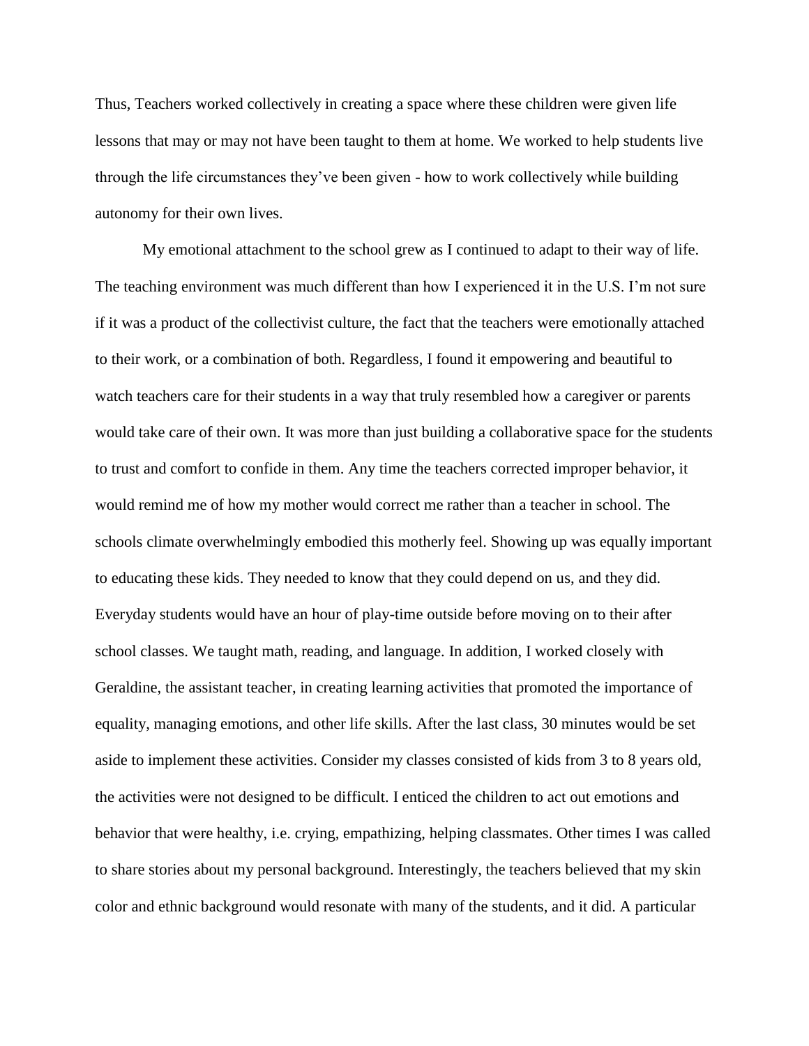Thus, Teachers worked collectively in creating a space where these children were given life lessons that may or may not have been taught to them at home. We worked to help students live through the life circumstances they've been given - how to work collectively while building autonomy for their own lives.

My emotional attachment to the school grew as I continued to adapt to their way of life. The teaching environment was much different than how I experienced it in the U.S. I'm not sure if it was a product of the collectivist culture, the fact that the teachers were emotionally attached to their work, or a combination of both. Regardless, I found it empowering and beautiful to watch teachers care for their students in a way that truly resembled how a caregiver or parents would take care of their own. It was more than just building a collaborative space for the students to trust and comfort to confide in them. Any time the teachers corrected improper behavior, it would remind me of how my mother would correct me rather than a teacher in school. The schools climate overwhelmingly embodied this motherly feel. Showing up was equally important to educating these kids. They needed to know that they could depend on us, and they did. Everyday students would have an hour of play-time outside before moving on to their after school classes. We taught math, reading, and language. In addition, I worked closely with Geraldine, the assistant teacher, in creating learning activities that promoted the importance of equality, managing emotions, and other life skills. After the last class, 30 minutes would be set aside to implement these activities. Consider my classes consisted of kids from 3 to 8 years old, the activities were not designed to be difficult. I enticed the children to act out emotions and behavior that were healthy, i.e. crying, empathizing, helping classmates. Other times I was called to share stories about my personal background. Interestingly, the teachers believed that my skin color and ethnic background would resonate with many of the students, and it did. A particular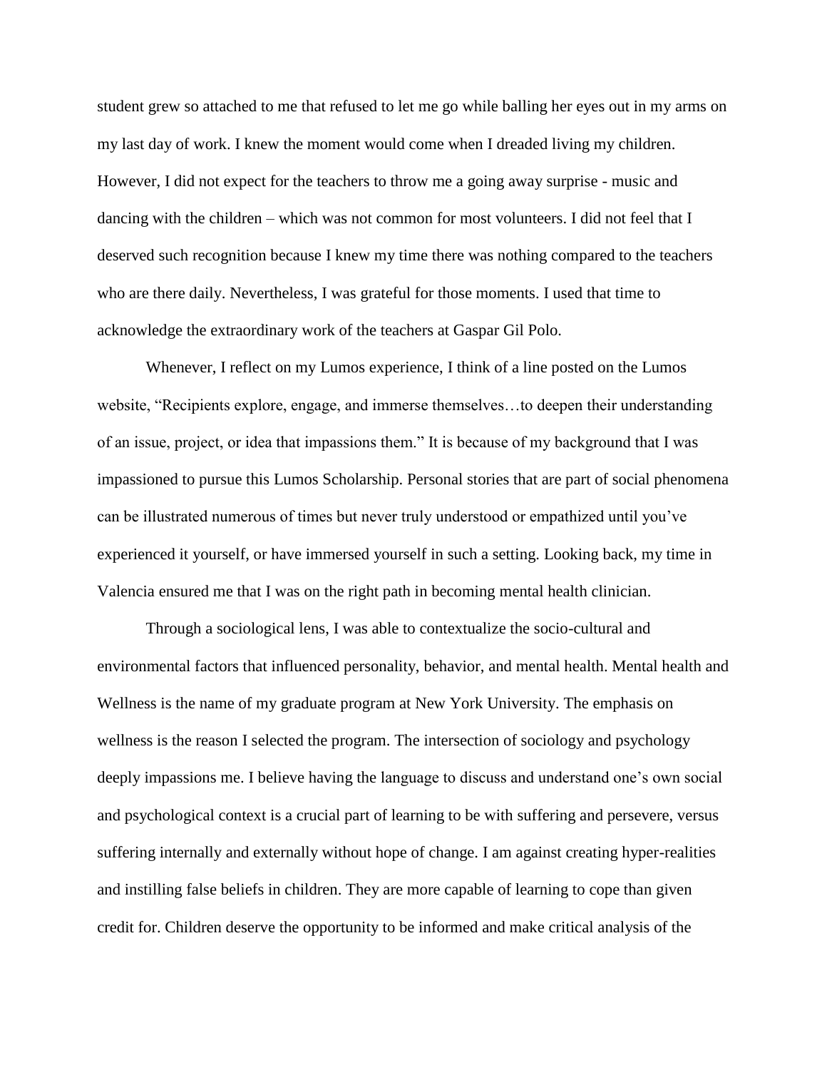student grew so attached to me that refused to let me go while balling her eyes out in my arms on my last day of work. I knew the moment would come when I dreaded living my children. However, I did not expect for the teachers to throw me a going away surprise - music and dancing with the children – which was not common for most volunteers. I did not feel that I deserved such recognition because I knew my time there was nothing compared to the teachers who are there daily. Nevertheless, I was grateful for those moments. I used that time to acknowledge the extraordinary work of the teachers at Gaspar Gil Polo.

Whenever, I reflect on my Lumos experience, I think of a line posted on the Lumos website, "Recipients explore, engage, and immerse themselves…to deepen their understanding of an issue, project, or idea that impassions them." It is because of my background that I was impassioned to pursue this Lumos Scholarship. Personal stories that are part of social phenomena can be illustrated numerous of times but never truly understood or empathized until you've experienced it yourself, or have immersed yourself in such a setting. Looking back, my time in Valencia ensured me that I was on the right path in becoming mental health clinician.

Through a sociological lens, I was able to contextualize the socio-cultural and environmental factors that influenced personality, behavior, and mental health. Mental health and Wellness is the name of my graduate program at New York University. The emphasis on wellness is the reason I selected the program. The intersection of sociology and psychology deeply impassions me. I believe having the language to discuss and understand one's own social and psychological context is a crucial part of learning to be with suffering and persevere, versus suffering internally and externally without hope of change. I am against creating hyper-realities and instilling false beliefs in children. They are more capable of learning to cope than given credit for. Children deserve the opportunity to be informed and make critical analysis of the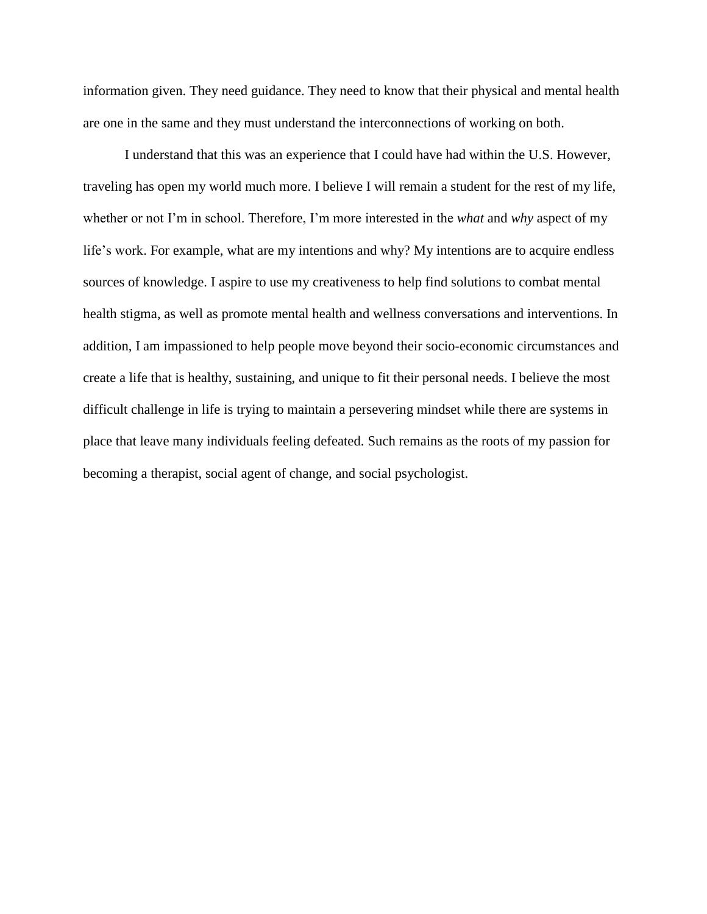information given. They need guidance. They need to know that their physical and mental health are one in the same and they must understand the interconnections of working on both.

I understand that this was an experience that I could have had within the U.S. However, traveling has open my world much more. I believe I will remain a student for the rest of my life, whether or not I'm in school. Therefore, I'm more interested in the *what* and *why* aspect of my life's work. For example, what are my intentions and why? My intentions are to acquire endless sources of knowledge. I aspire to use my creativeness to help find solutions to combat mental health stigma, as well as promote mental health and wellness conversations and interventions. In addition, I am impassioned to help people move beyond their socio-economic circumstances and create a life that is healthy, sustaining, and unique to fit their personal needs. I believe the most difficult challenge in life is trying to maintain a persevering mindset while there are systems in place that leave many individuals feeling defeated. Such remains as the roots of my passion for becoming a therapist, social agent of change, and social psychologist.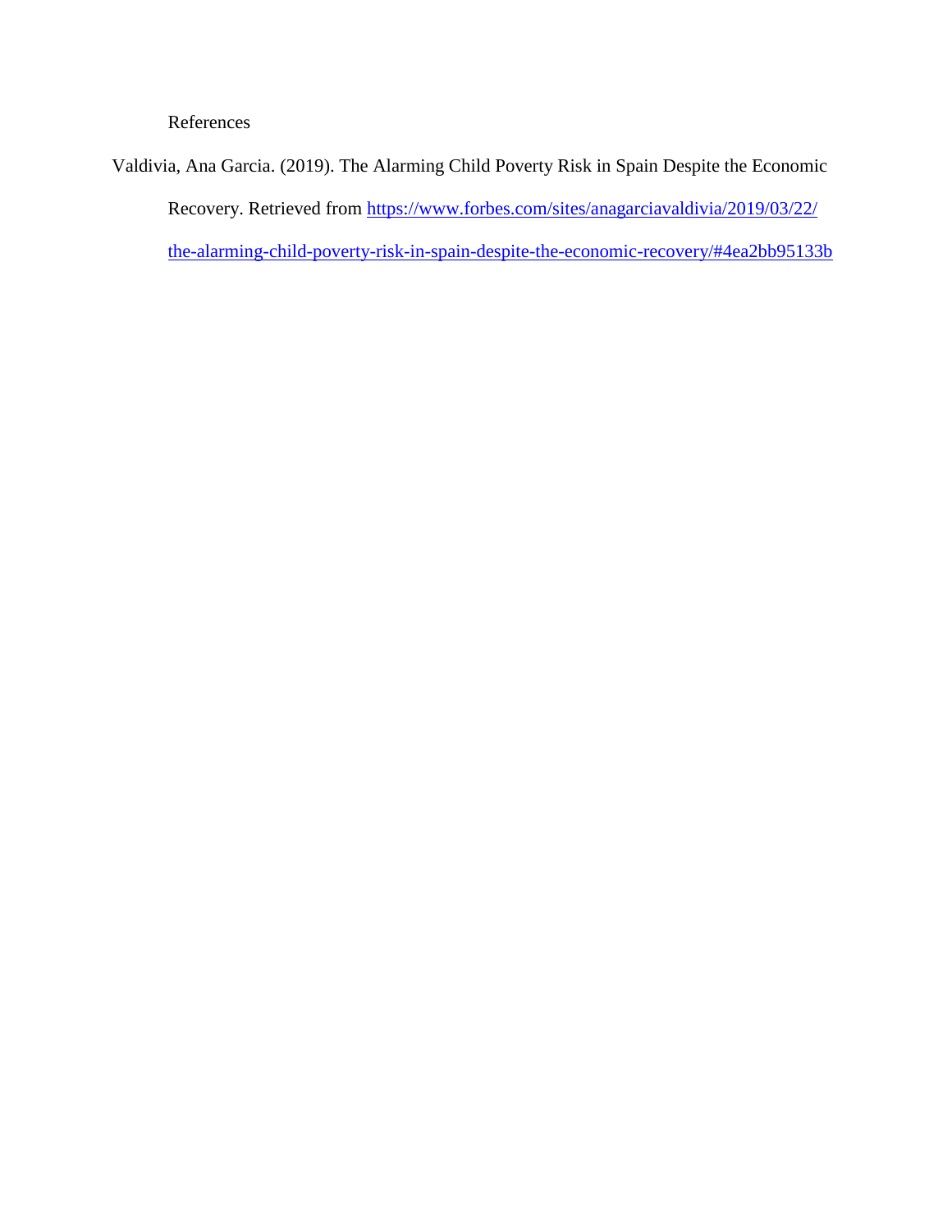# References

Valdivia, Ana Garcia. (2019). The Alarming Child Poverty Risk in Spain Despite the Economic Recovery. Retrieved from https://www.forbes.com/sites/anagarciavaldivia/2019/03/22/the-alarming-child-poverty-risk-in-spain-despite-the-economic-recovery/#4ea2bb95133b